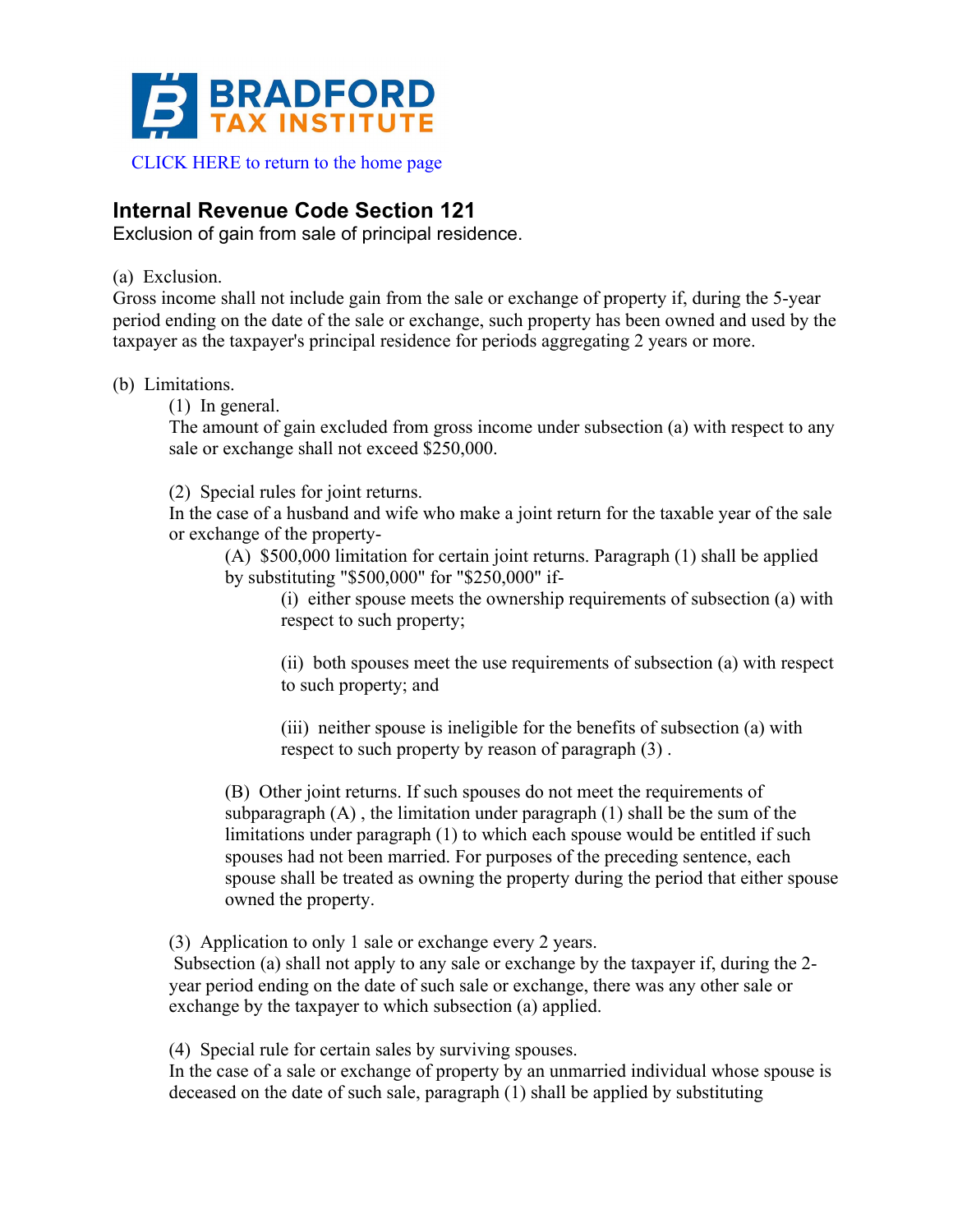BRADFORD TAX INSTITUTE

CLICK HERE to return to the home page

## Internal Revenue Code Section 121

Exclusion of gain from sale of principal residence.

(a) Exclusion.
Gross income shall not include gain from the sale or exchange of property if, during the 5-year period ending on the date of the sale or exchange, such property has been owned and used by the taxpayer as the taxpayer's principal residence for periods aggregating 2 years or more.

(b) Limitations.

(1) In general.
The amount of gain excluded from gross income under subsection (a) with respect to any sale or exchange shall not exceed $250,000.

(2) Special rules for joint returns.
In the case of a husband and wife who make a joint return for the taxable year of the sale or exchange of the property-

(A) $500,000 limitation for certain joint returns. Paragraph (1) shall be applied by substituting "$500,000" for "$250,000" if-

(i) either spouse meets the ownership requirements of subsection (a) with respect to such property;

(ii) both spouses meet the use requirements of subsection (a) with respect to such property; and

(iii) neither spouse is ineligible for the benefits of subsection (a) with respect to such property by reason of paragraph (3) .

(B) Other joint returns. If such spouses do not meet the requirements of subparagraph (A) , the limitation under paragraph (1) shall be the sum of the limitations under paragraph (1) to which each spouse would be entitled if such spouses had not been married. For purposes of the preceding sentence, each spouse shall be treated as owning the property during the period that either spouse owned the property.

(3) Application to only 1 sale or exchange every 2 years.
Subsection (a) shall not apply to any sale or exchange by the taxpayer if, during the 2-year period ending on the date of such sale or exchange, there was any other sale or exchange by the taxpayer to which subsection (a) applied.

(4) Special rule for certain sales by surviving spouses.
In the case of a sale or exchange of property by an unmarried individual whose spouse is deceased on the date of such sale, paragraph (1) shall be applied by substituting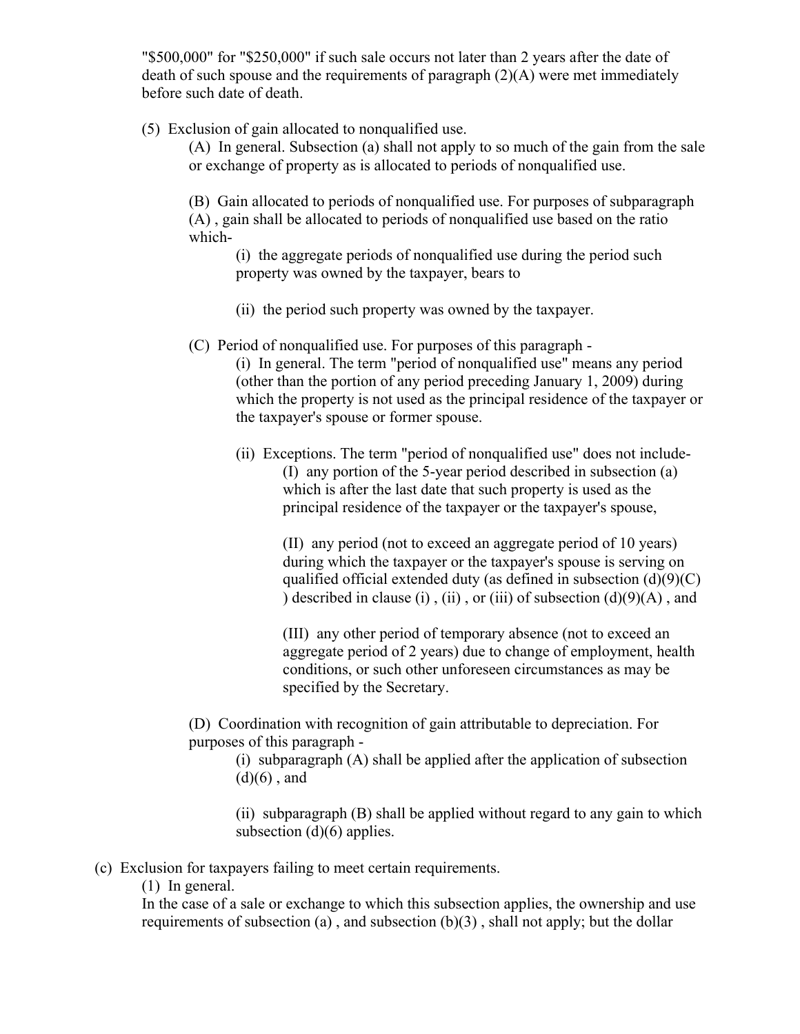"$500,000" for "$250,000" if such sale occurs not later than 2 years after the date of death of such spouse and the requirements of paragraph (2)(A) were met immediately before such date of death.

(5) Exclusion of gain allocated to nonqualified use.

(A) In general. Subsection (a) shall not apply to so much of the gain from the sale or exchange of property as is allocated to periods of nonqualified use.

(B) Gain allocated to periods of nonqualified use. For purposes of subparagraph (A) , gain shall be allocated to periods of nonqualified use based on the ratio which-

(i) the aggregate periods of nonqualified use during the period such property was owned by the taxpayer, bears to

(ii) the period such property was owned by the taxpayer.

(C) Period of nonqualified use. For purposes of this paragraph -

(i) In general. The term "period of nonqualified use" means any period (other than the portion of any period preceding January 1, 2009) during which the property is not used as the principal residence of the taxpayer or the taxpayer's spouse or former spouse.

(ii) Exceptions. The term "period of nonqualified use" does not include-

(I) any portion of the 5-year period described in subsection (a) which is after the last date that such property is used as the principal residence of the taxpayer or the taxpayer's spouse,

(II) any period (not to exceed an aggregate period of 10 years) during which the taxpayer or the taxpayer's spouse is serving on qualified official extended duty (as defined in subsection (d)(9)(C) ) described in clause (i) , (ii) , or (iii) of subsection (d)(9)(A) , and

(III) any other period of temporary absence (not to exceed an aggregate period of 2 years) due to change of employment, health conditions, or such other unforeseen circumstances as may be specified by the Secretary.

(D) Coordination with recognition of gain attributable to depreciation. For purposes of this paragraph -

(i) subparagraph (A) shall be applied after the application of subsection (d)(6) , and

(ii) subparagraph (B) shall be applied without regard to any gain to which subsection (d)(6) applies.

(c) Exclusion for taxpayers failing to meet certain requirements.

(1) In general.

In the case of a sale or exchange to which this subsection applies, the ownership and use requirements of subsection (a) , and subsection (b)(3) , shall not apply; but the dollar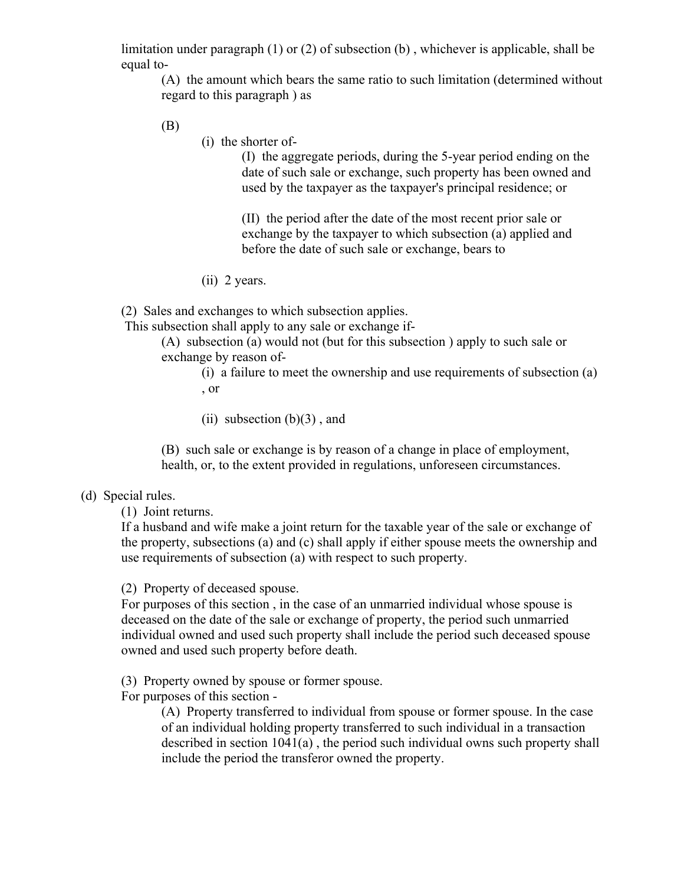limitation under paragraph (1) or (2) of subsection (b) , whichever is applicable, shall be equal to-

(A) the amount which bears the same ratio to such limitation (determined without regard to this paragraph ) as

(B)

(i) the shorter of-

(I) the aggregate periods, during the 5-year period ending on the date of such sale or exchange, such property has been owned and used by the taxpayer as the taxpayer's principal residence; or

(II) the period after the date of the most recent prior sale or exchange by the taxpayer to which subsection (a) applied and before the date of such sale or exchange, bears to

(ii) 2 years.

(2) Sales and exchanges to which subsection applies.
This subsection shall apply to any sale or exchange if-

(A) subsection (a) would not (but for this subsection ) apply to such sale or exchange by reason of-

(i) a failure to meet the ownership and use requirements of subsection (a) , or

(ii) subsection (b)(3) , and

(B) such sale or exchange is by reason of a change in place of employment, health, or, to the extent provided in regulations, unforeseen circumstances.

(d) Special rules.

(1) Joint returns.
If a husband and wife make a joint return for the taxable year of the sale or exchange of the property, subsections (a) and (c) shall apply if either spouse meets the ownership and use requirements of subsection (a) with respect to such property.

(2) Property of deceased spouse.
For purposes of this section , in the case of an unmarried individual whose spouse is deceased on the date of the sale or exchange of property, the period such unmarried individual owned and used such property shall include the period such deceased spouse owned and used such property before death.

(3) Property owned by spouse or former spouse.
For purposes of this section -

(A) Property transferred to individual from spouse or former spouse. In the case of an individual holding property transferred to such individual in a transaction described in section 1041(a) , the period such individual owns such property shall include the period the transferor owned the property.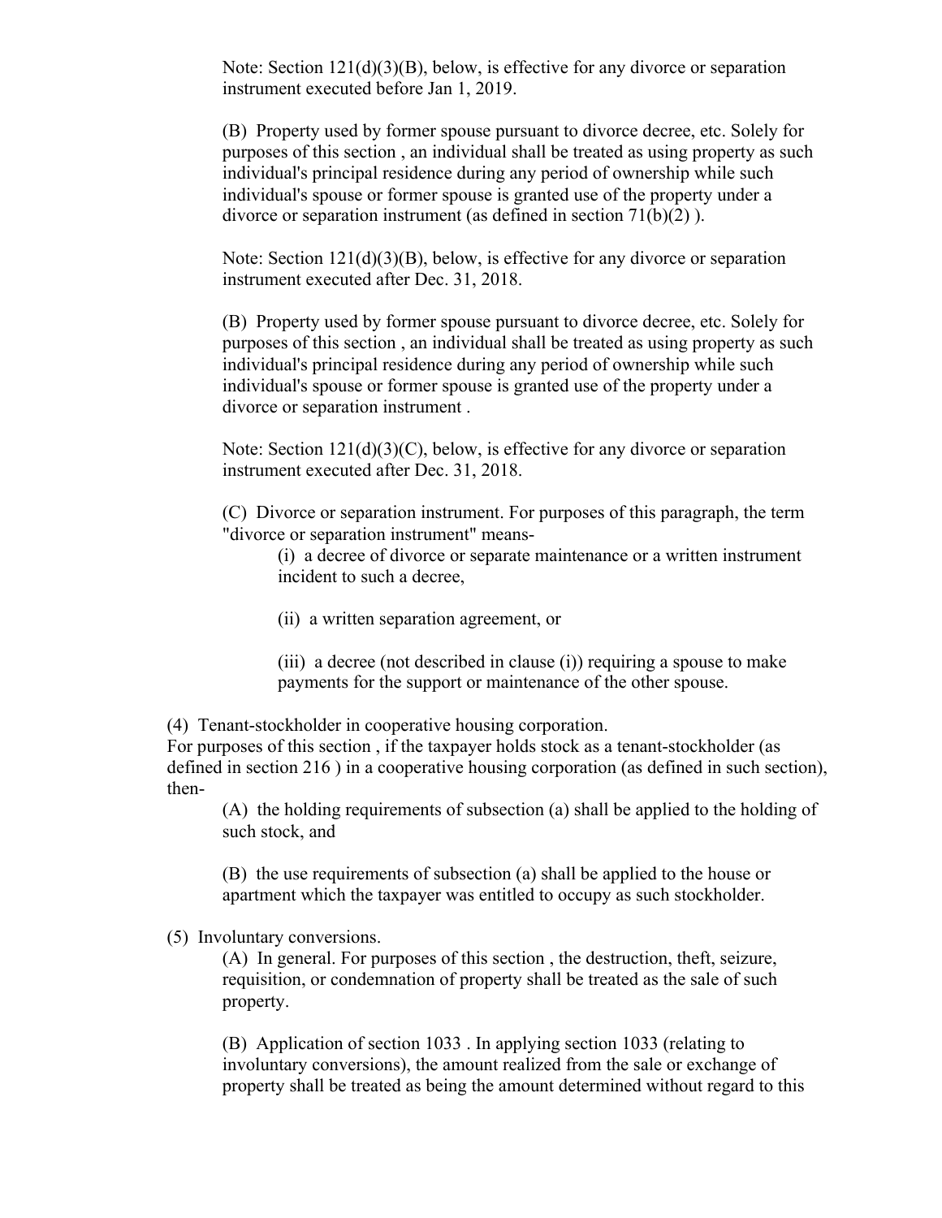Note: Section 121(d)(3)(B), below, is effective for any divorce or separation instrument executed before Jan 1, 2019.

(B) Property used by former spouse pursuant to divorce decree, etc. Solely for purposes of this section , an individual shall be treated as using property as such individual's principal residence during any period of ownership while such individual's spouse or former spouse is granted use of the property under a divorce or separation instrument (as defined in section 71(b)(2) ).

Note: Section 121(d)(3)(B), below, is effective for any divorce or separation instrument executed after Dec. 31, 2018.

(B) Property used by former spouse pursuant to divorce decree, etc. Solely for purposes of this section , an individual shall be treated as using property as such individual's principal residence during any period of ownership while such individual's spouse or former spouse is granted use of the property under a divorce or separation instrument .

Note: Section 121(d)(3)(C), below, is effective for any divorce or separation instrument executed after Dec. 31, 2018.

(C) Divorce or separation instrument. For purposes of this paragraph, the term "divorce or separation instrument" means-

(i) a decree of divorce or separate maintenance or a written instrument incident to such a decree,

(ii) a written separation agreement, or

(iii) a decree (not described in clause (i)) requiring a spouse to make payments for the support or maintenance of the other spouse.

(4) Tenant-stockholder in cooperative housing corporation.
For purposes of this section , if the taxpayer holds stock as a tenant-stockholder (as defined in section 216 ) in a cooperative housing corporation (as defined in such section), then-

(A) the holding requirements of subsection (a) shall be applied to the holding of such stock, and

(B) the use requirements of subsection (a) shall be applied to the house or apartment which the taxpayer was entitled to occupy as such stockholder.

(5) Involuntary conversions.

(A) In general. For purposes of this section , the destruction, theft, seizure, requisition, or condemnation of property shall be treated as the sale of such property.

(B) Application of section 1033 . In applying section 1033 (relating to involuntary conversions), the amount realized from the sale or exchange of property shall be treated as being the amount determined without regard to this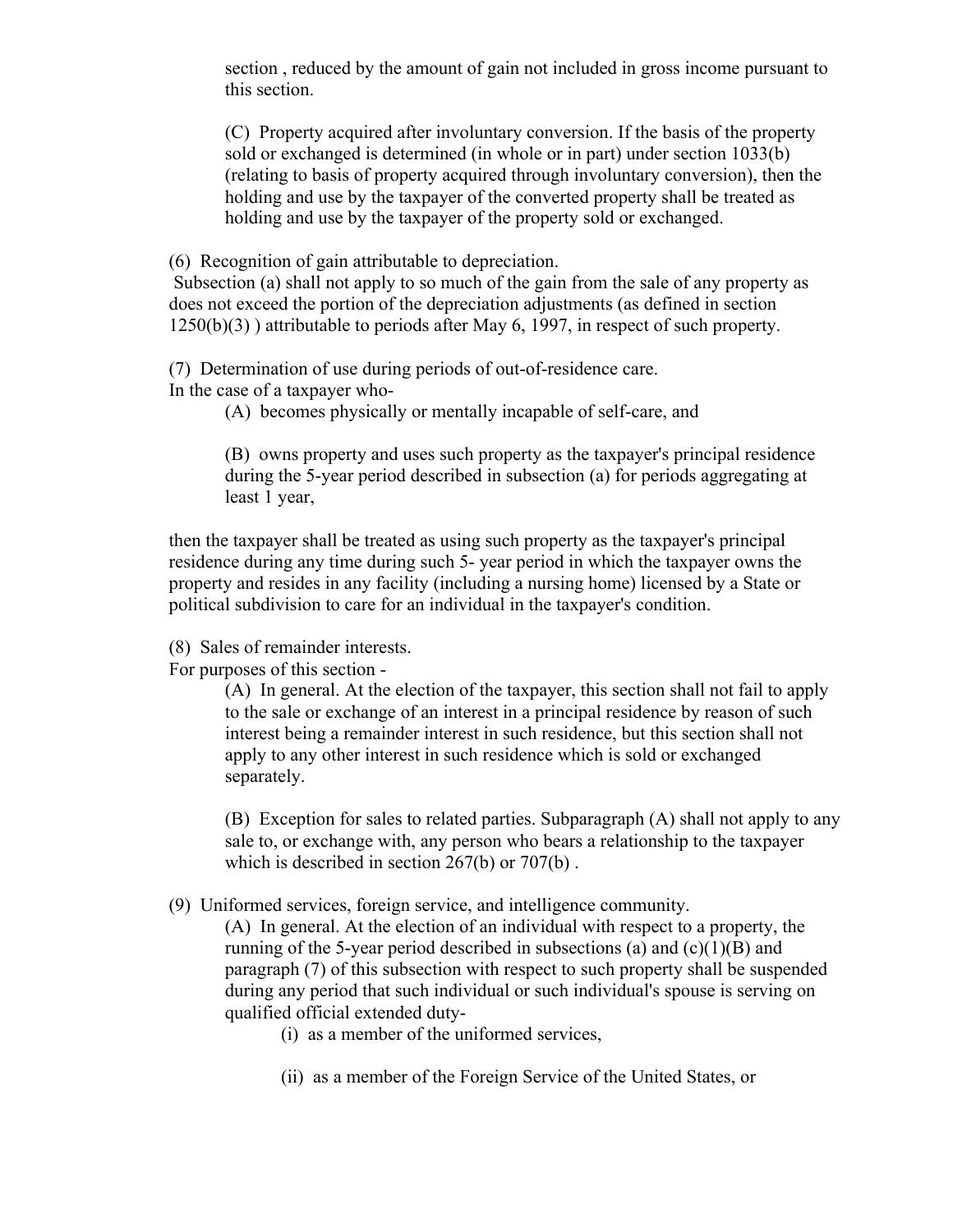section , reduced by the amount of gain not included in gross income pursuant to this section.

(C) Property acquired after involuntary conversion. If the basis of the property sold or exchanged is determined (in whole or in part) under section 1033(b) (relating to basis of property acquired through involuntary conversion), then the holding and use by the taxpayer of the converted property shall be treated as holding and use by the taxpayer of the property sold or exchanged.

(6) Recognition of gain attributable to depreciation.
Subsection (a) shall not apply to so much of the gain from the sale of any property as does not exceed the portion of the depreciation adjustments (as defined in section 1250(b)(3) ) attributable to periods after May 6, 1997, in respect of such property.

(7) Determination of use during periods of out-of-residence care.
In the case of a taxpayer who-

(A) becomes physically or mentally incapable of self-care, and

(B) owns property and uses such property as the taxpayer's principal residence during the 5-year period described in subsection (a) for periods aggregating at least 1 year,

then the taxpayer shall be treated as using such property as the taxpayer's principal residence during any time during such 5- year period in which the taxpayer owns the property and resides in any facility (including a nursing home) licensed by a State or political subdivision to care for an individual in the taxpayer's condition.

(8) Sales of remainder interests.
For purposes of this section -

(A) In general. At the election of the taxpayer, this section shall not fail to apply to the sale or exchange of an interest in a principal residence by reason of such interest being a remainder interest in such residence, but this section shall not apply to any other interest in such residence which is sold or exchanged separately.

(B) Exception for sales to related parties. Subparagraph (A) shall not apply to any sale to, or exchange with, any person who bears a relationship to the taxpayer which is described in section 267(b) or 707(b) .

(9) Uniformed services, foreign service, and intelligence community.

(A) In general. At the election of an individual with respect to a property, the running of the 5-year period described in subsections (a) and (c)(1)(B) and paragraph (7) of this subsection with respect to such property shall be suspended during any period that such individual or such individual's spouse is serving on qualified official extended duty-

(i) as a member of the uniformed services,

(ii) as a member of the Foreign Service of the United States, or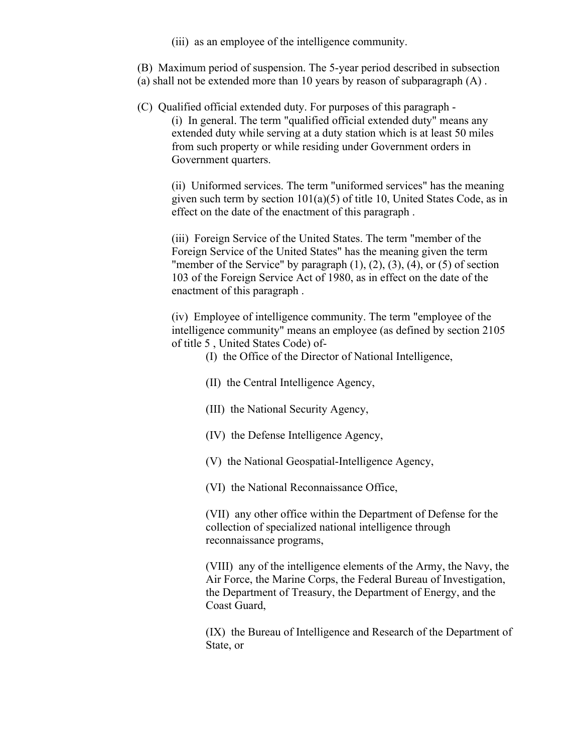(iii) as an employee of the intelligence community.

(B) Maximum period of suspension. The 5-year period described in subsection (a) shall not be extended more than 10 years by reason of subparagraph (A) .

(C) Qualified official extended duty. For purposes of this paragraph -

(i) In general. The term "qualified official extended duty" means any extended duty while serving at a duty station which is at least 50 miles from such property or while residing under Government orders in Government quarters.

(ii) Uniformed services. The term "uniformed services" has the meaning given such term by section 101(a)(5) of title 10, United States Code, as in effect on the date of the enactment of this paragraph .

(iii) Foreign Service of the United States. The term "member of the Foreign Service of the United States" has the meaning given the term "member of the Service" by paragraph (1), (2), (3), (4), or (5) of section 103 of the Foreign Service Act of 1980, as in effect on the date of the enactment of this paragraph .

(iv) Employee of intelligence community. The term "employee of the intelligence community" means an employee (as defined by section 2105 of title 5 , United States Code) of-

(I) the Office of the Director of National Intelligence,

(II) the Central Intelligence Agency,

(III) the National Security Agency,

(IV) the Defense Intelligence Agency,

(V) the National Geospatial-Intelligence Agency,

(VI) the National Reconnaissance Office,

(VII) any other office within the Department of Defense for the collection of specialized national intelligence through reconnaissance programs,

(VIII) any of the intelligence elements of the Army, the Navy, the Air Force, the Marine Corps, the Federal Bureau of Investigation, the Department of Treasury, the Department of Energy, and the Coast Guard,

(IX) the Bureau of Intelligence and Research of the Department of State, or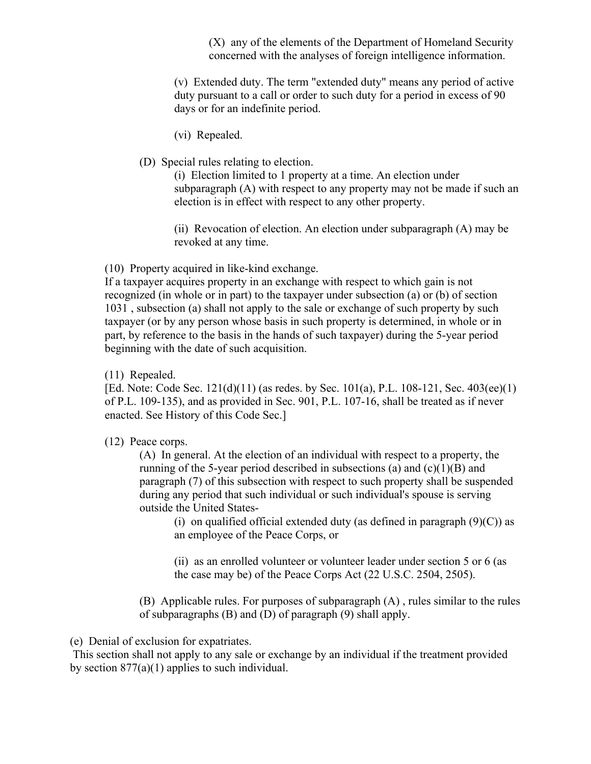(X) any of the elements of the Department of Homeland Security concerned with the analyses of foreign intelligence information.

(v) Extended duty. The term "extended duty" means any period of active duty pursuant to a call or order to such duty for a period in excess of 90 days or for an indefinite period.

(vi) Repealed.

(D) Special rules relating to election.

(i) Election limited to 1 property at a time. An election under subparagraph (A) with respect to any property may not be made if such an election is in effect with respect to any other property.

(ii) Revocation of election. An election under subparagraph (A) may be revoked at any time.

(10) Property acquired in like-kind exchange.
If a taxpayer acquires property in an exchange with respect to which gain is not recognized (in whole or in part) to the taxpayer under subsection (a) or (b) of section 1031 , subsection (a) shall not apply to the sale or exchange of such property by such taxpayer (or by any person whose basis in such property is determined, in whole or in part, by reference to the basis in the hands of such taxpayer) during the 5-year period beginning with the date of such acquisition.

(11) Repealed.
[Ed. Note: Code Sec. 121(d)(11) (as redes. by Sec. 101(a), P.L. 108-121, Sec. 403(ee)(1) of P.L. 109-135), and as provided in Sec. 901, P.L. 107-16, shall be treated as if never enacted. See History of this Code Sec.]

(12) Peace corps.

(A) In general. At the election of an individual with respect to a property, the running of the 5-year period described in subsections (a) and (c)(1)(B) and paragraph (7) of this subsection with respect to such property shall be suspended during any period that such individual or such individual's spouse is serving outside the United States-

(i) on qualified official extended duty (as defined in paragraph (9)(C)) as an employee of the Peace Corps, or

(ii) as an enrolled volunteer or volunteer leader under section 5 or 6 (as the case may be) of the Peace Corps Act (22 U.S.C. 2504, 2505).

(B) Applicable rules. For purposes of subparagraph (A) , rules similar to the rules of subparagraphs (B) and (D) of paragraph (9) shall apply.

(e) Denial of exclusion for expatriates.
This section shall not apply to any sale or exchange by an individual if the treatment provided by section 877(a)(1) applies to such individual.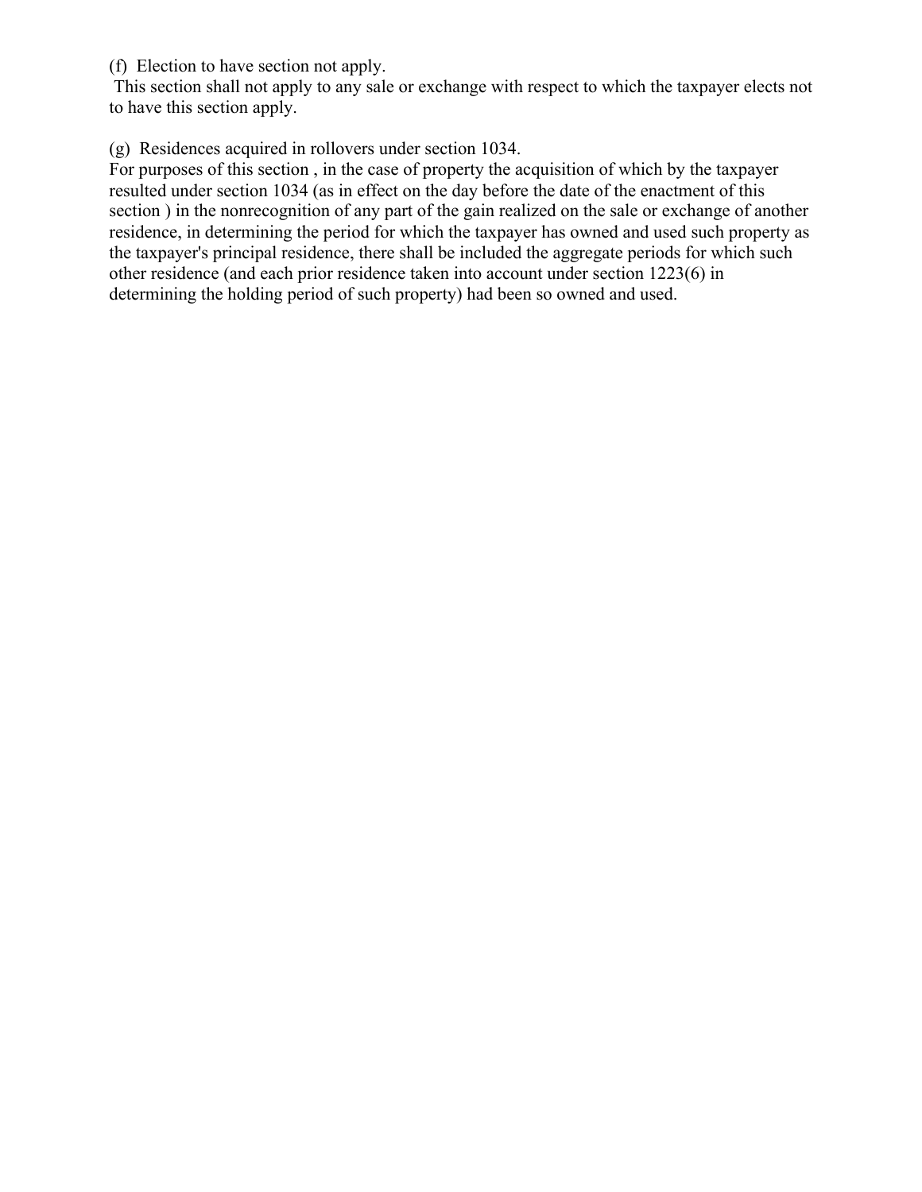(f) Election to have section not apply.

This section shall not apply to any sale or exchange with respect to which the taxpayer elects not to have this section apply.

(g) Residences acquired in rollovers under section 1034.

For purposes of this section , in the case of property the acquisition of which by the taxpayer resulted under section 1034 (as in effect on the day before the date of the enactment of this section ) in the nonrecognition of any part of the gain realized on the sale or exchange of another residence, in determining the period for which the taxpayer has owned and used such property as the taxpayer's principal residence, there shall be included the aggregate periods for which such other residence (and each prior residence taken into account under section 1223(6) in determining the holding period of such property) had been so owned and used.